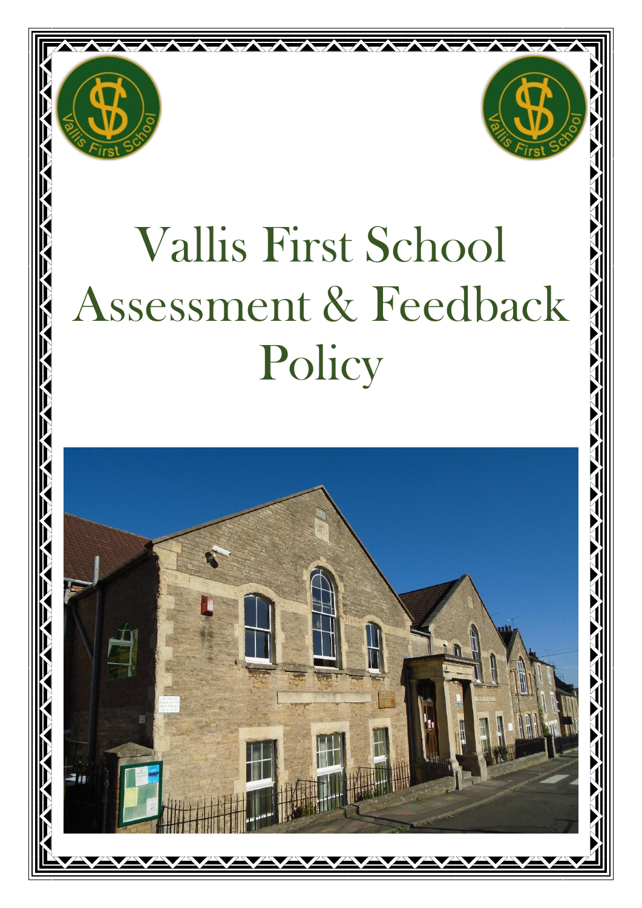# Vallis First School Assessment & Feedback Policy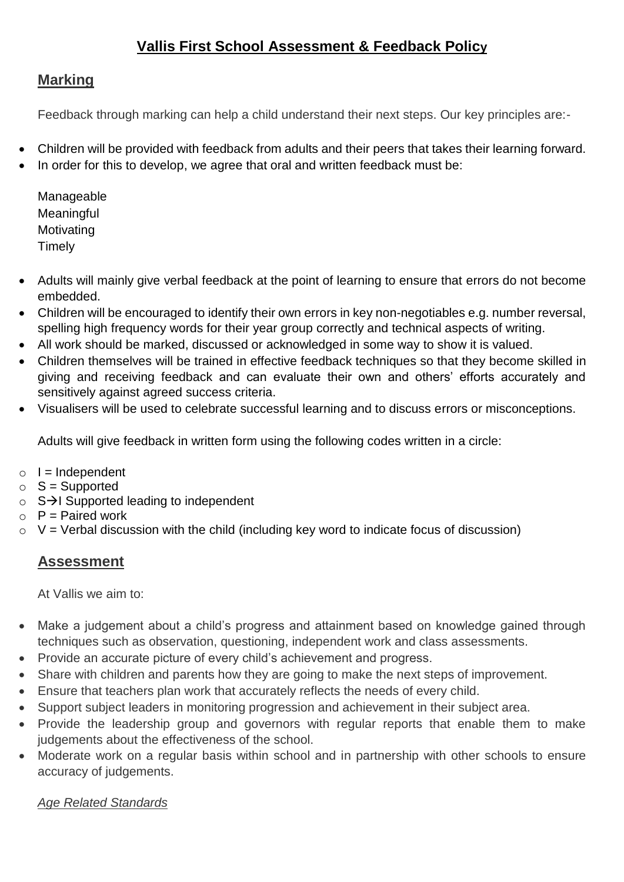# Vallis First School Assessment & Feedback Policy

## Marking

Feedback through marking can help a child understand their next steps. Our key principles are:-

- Children will be provided with feedback from adults and their peers that takes their learning forward.
- In order for this to develop, we agree that oral and written feedback must be:

  Manageable
  Meaningful
  Motivating
  Timely

- Adults will mainly give verbal feedback at the point of learning to ensure that errors do not become embedded.
- Children will be encouraged to identify their own errors in key non-negotiables e.g. number reversal, spelling high frequency words for their year group correctly and technical aspects of writing.
- All work should be marked, discussed or acknowledged in some way to show it is valued.
- Children themselves will be trained in effective feedback techniques so that they become skilled in giving and receiving feedback and can evaluate their own and others' efforts accurately and sensitively against agreed success criteria.
- Visualisers will be used to celebrate successful learning and to discuss errors or misconceptions.

Adults will give feedback in written form using the following codes written in a circle:

- I = Independent
- S = Supported
- S→I Supported leading to independent
- P = Paired work
- V = Verbal discussion with the child (including key word to indicate focus of discussion)

## Assessment

At Vallis we aim to:

- Make a judgement about a child's progress and attainment based on knowledge gained through techniques such as observation, questioning, independent work and class assessments.
- Provide an accurate picture of every child's achievement and progress.
- Share with children and parents how they are going to make the next steps of improvement.
- Ensure that teachers plan work that accurately reflects the needs of every child.
- Support subject leaders in monitoring progression and achievement in their subject area.
- Provide the leadership group and governors with regular reports that enable them to make judgements about the effectiveness of the school.
- Moderate work on a regular basis within school and in partnership with other schools to ensure accuracy of judgements.

*Age Related Standards*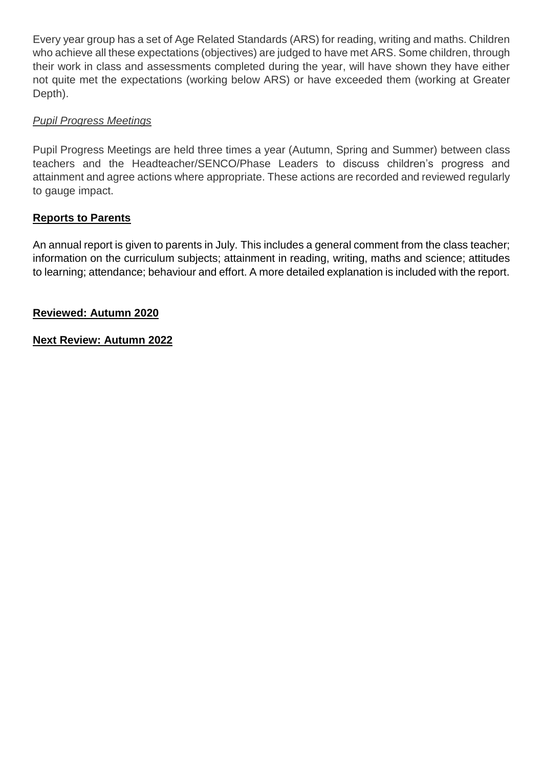Every year group has a set of Age Related Standards (ARS) for reading, writing and maths. Children who achieve all these expectations (objectives) are judged to have met ARS. Some children, through their work in class and assessments completed during the year, will have shown they have either not quite met the expectations (working below ARS) or have exceeded them (working at Greater Depth).

*Pupil Progress Meetings*

Pupil Progress Meetings are held three times a year (Autumn, Spring and Summer) between class teachers and the Headteacher/SENCO/Phase Leaders to discuss children's progress and attainment and agree actions where appropriate. These actions are recorded and reviewed regularly to gauge impact.

**Reports to Parents**

An annual report is given to parents in July. This includes a general comment from the class teacher; information on the curriculum subjects; attainment in reading, writing, maths and science; attitudes to learning; attendance; behaviour and effort. A more detailed explanation is included with the report.

**Reviewed: Autumn 2020**

**Next Review: Autumn 2022**